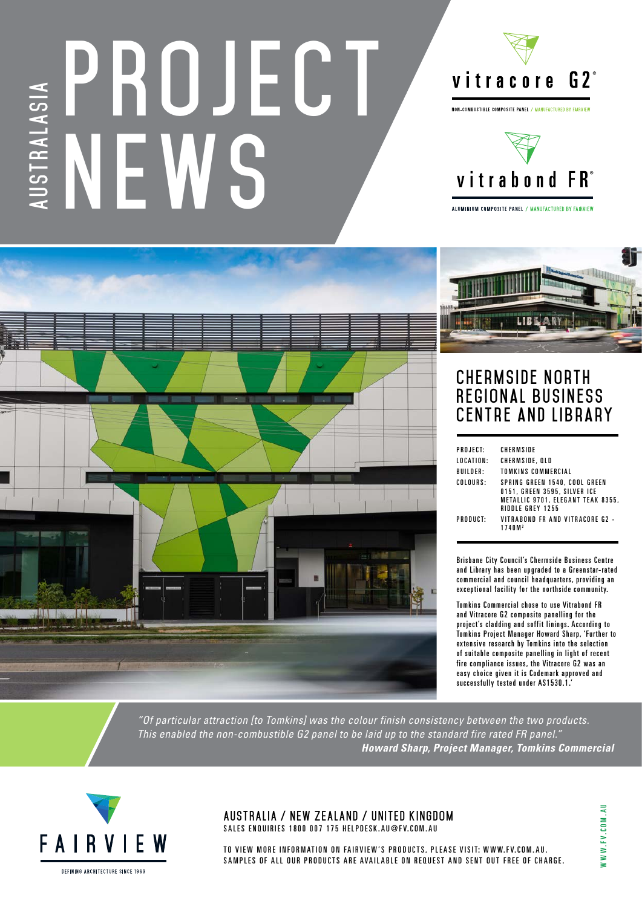AUSTRALASIA

# PROJECT NEWS

vitracore G2®

NON-COMBUSTIBLE COMPOSITE PANEL / MANUFACTURED BY FAIRVIEW

vitrabond FR®

ALUMINIUM COMPOSITE PANEL / MANUFACTURED BY FAIRVIEW

## CHERMSIDE NORTH REGIONAL BUSINESS CENTRE AND LIBRARY

| | |
|---|---|
| PROJECT: | CHERMSIDE |
| LOCATION: | CHERMSIDE, QLD |
| BUILDER: | TOMKINS COMMERCIAL |
| COLOURS: | SPRING GREEN 1540, COOL GREEN 0151, GREEN 3595, SILVER ICE METALLIC 9701, ELEGANT TEAK 8355, RIDDLE GREY 1255 |
| PRODUCT: | VITRABOND FR AND VITRACORE G2 - 1740M² |

Brisbane City Council's Chermside Business Centre and Library has been upgraded to a Greenstar-rated commercial and council headquarters, providing an exceptional facility for the northside community.

Tomkins Commercial chose to use Vitrabond FR and Vitracore G2 composite panelling for the project's cladding and soffit linings. According to Tomkins Project Manager Howard Sharp, 'Further to extensive research by Tomkins into the selection of suitable composite panelling in light of recent fire compliance issues, the Vitracore G2 was an easy choice given it is Codemark approved and successfully tested under AS1530.1.'

*"Of particular attraction [to Tomkins] was the colour finish consistency between the two products. This enabled the non-combustible G2 panel to be laid up to the standard fire rated FR panel."*

***Howard Sharp, Project Manager, Tomkins Commercial***

FAIRVIEW

DEFINING ARCHITECTURE SINCE 1968

AUSTRALIA / NEW ZEALAND / UNITED KINGDOM

SALES ENQUIRIES 1800 007 175 HELPDESK.AU@FV.COM.AU

TO VIEW MORE INFORMATION ON FAIRVIEW'S PRODUCTS, PLEASE VISIT: WWW.FV.COM.AU.
SAMPLES OF ALL OUR PRODUCTS ARE AVAILABLE ON REQUEST AND SENT OUT FREE OF CHARGE.

WWW.FV.COM.AU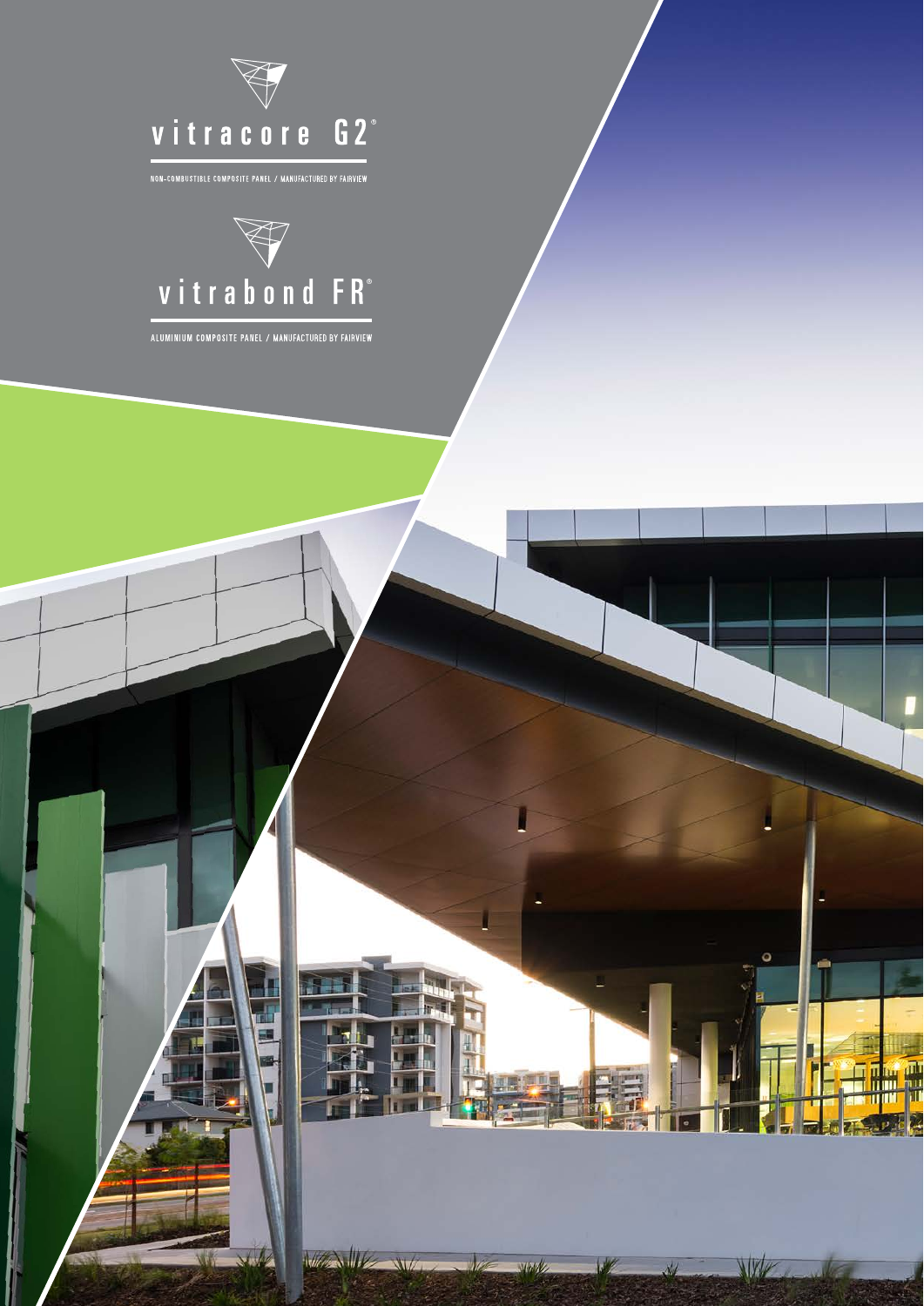vitracore G2®

NON-COMBUSTIBLE COMPOSITE PANEL / MANUFACTURED BY FAIRVIEW

vitrabond FR®

ALUMINIUM COMPOSITE PANEL / MANUFACTURED BY FAIRVIEW